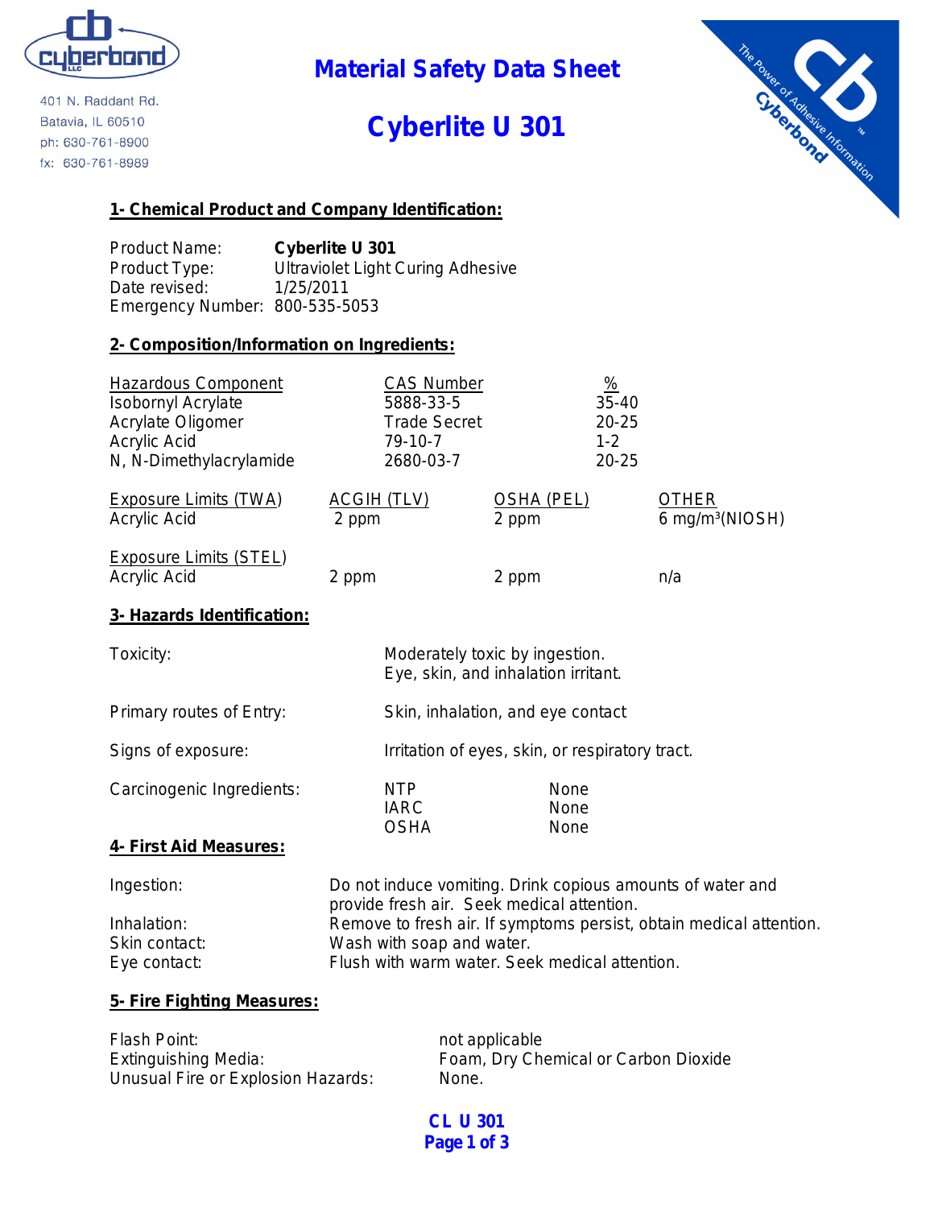401 N. Raddant Rd.
Batavia, IL 60510
ph: 630-761-8900
fx: 630-761-8989

# Material Safety Data Sheet

# Cyberlite U 301

## 1- Chemical Product and Company Identification:

| | |
|---|---|
| Product Name: | **Cyberlite U 301** |
| Product Type: | Ultraviolet Light Curing Adhesive |
| Date revised: | 1/25/2011 |
| Emergency Number: | 800-535-5053 |

## 2- Composition/Information on Ingredients:

| Hazardous Component | CAS Number | % |
|---|---|---|
| Isobornyl Acrylate | 5888-33-5 | 35-40 |
| Acrylate Oligomer | Trade Secret | 20-25 |
| Acrylic Acid | 79-10-7 | 1-2 |
| N, N-Dimethylacrylamide | 2680-03-7 | 20-25 |

| Exposure Limits (TWA) | ACGIH (TLV) | OSHA (PEL) | OTHER |
|---|---|---|---|
| Acrylic Acid | 2 ppm | 2 ppm | 6 mg/m³(NIOSH) |
| **Exposure Limits (STEL)** | | | |
| Acrylic Acid | 2 ppm | 2 ppm | n/a |

## 3- Hazards Identification:

| | |
|---|---|
| Toxicity: | Moderately toxic by ingestion. Eye, skin, and inhalation irritant. |
| Primary routes of Entry: | Skin, inhalation, and eye contact |
| Signs of exposure: | Irritation of eyes, skin, or respiratory tract. |

| Carcinogenic Ingredients: | | |
|---|---|---|
| | NTP | None |
| | IARC | None |
| | OSHA | None |

## 4- First Aid Measures:

| | |
|---|---|
| Ingestion: | Do not induce vomiting. Drink copious amounts of water and provide fresh air. Seek medical attention. |
| Inhalation: | Remove to fresh air. If symptoms persist, obtain medical attention. |
| Skin contact: | Wash with soap and water. |
| Eye contact: | Flush with warm water. Seek medical attention. |

## 5- Fire Fighting Measures:

| | |
|---|---|
| Flash Point: | not applicable |
| Extinguishing Media: | Foam, Dry Chemical or Carbon Dioxide |
| Unusual Fire or Explosion Hazards: | None. |

CL U 301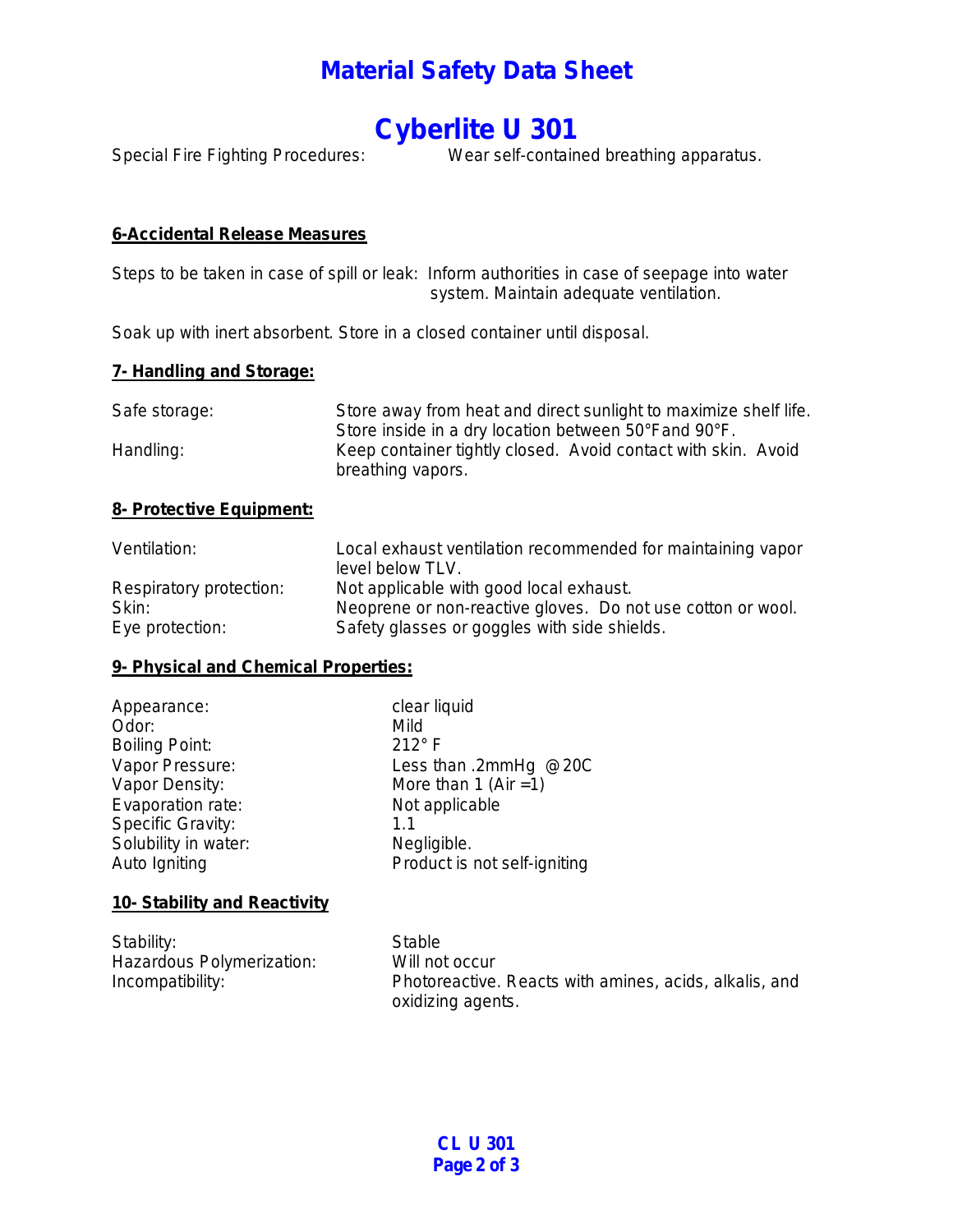# Material Safety Data Sheet

# Cyberlite U 301

Special Fire Fighting Procedures: Wear self-contained breathing apparatus.

## 6-Accidental Release Measures

Steps to be taken in case of spill or leak: Inform authorities in case of seepage into water system. Maintain adequate ventilation.

Soak up with inert absorbent. Store in a closed container until disposal.

## 7- Handling and Storage:

| | |
|---|---|
| Safe storage: | Store away from heat and direct sunlight to maximize shelf life. Store inside in a dry location between 50°F and 90°F. |
| Handling: | Keep container tightly closed. Avoid contact with skin. Avoid breathing vapors. |

## 8- Protective Equipment:

| | |
|---|---|
| Ventilation: | Local exhaust ventilation recommended for maintaining vapor level below TLV. |
| Respiratory protection: | Not applicable with good local exhaust. |
| Skin: | Neoprene or non-reactive gloves. Do not use cotton or wool. |
| Eye protection: | Safety glasses or goggles with side shields. |

## 9- Physical and Chemical Properties:

| | |
|---|---|
| Appearance: | clear liquid |
| Odor: | Mild |
| Boiling Point: | 212° F |
| Vapor Pressure: | Less than .2mmHg @20C |
| Vapor Density: | More than 1 (Air =1) |
| Evaporation rate: | Not applicable |
| Specific Gravity: | 1.1 |
| Solubility in water: | Negligible. |
| Auto Igniting | Product is not self-igniting |

## 10- Stability and Reactivity

| | |
|---|---|
| Stability: | Stable |
| Hazardous Polymerization: | Will not occur |
| Incompatibility: | Photoreactive. Reacts with amines, acids, alkalis, and oxidizing agents. |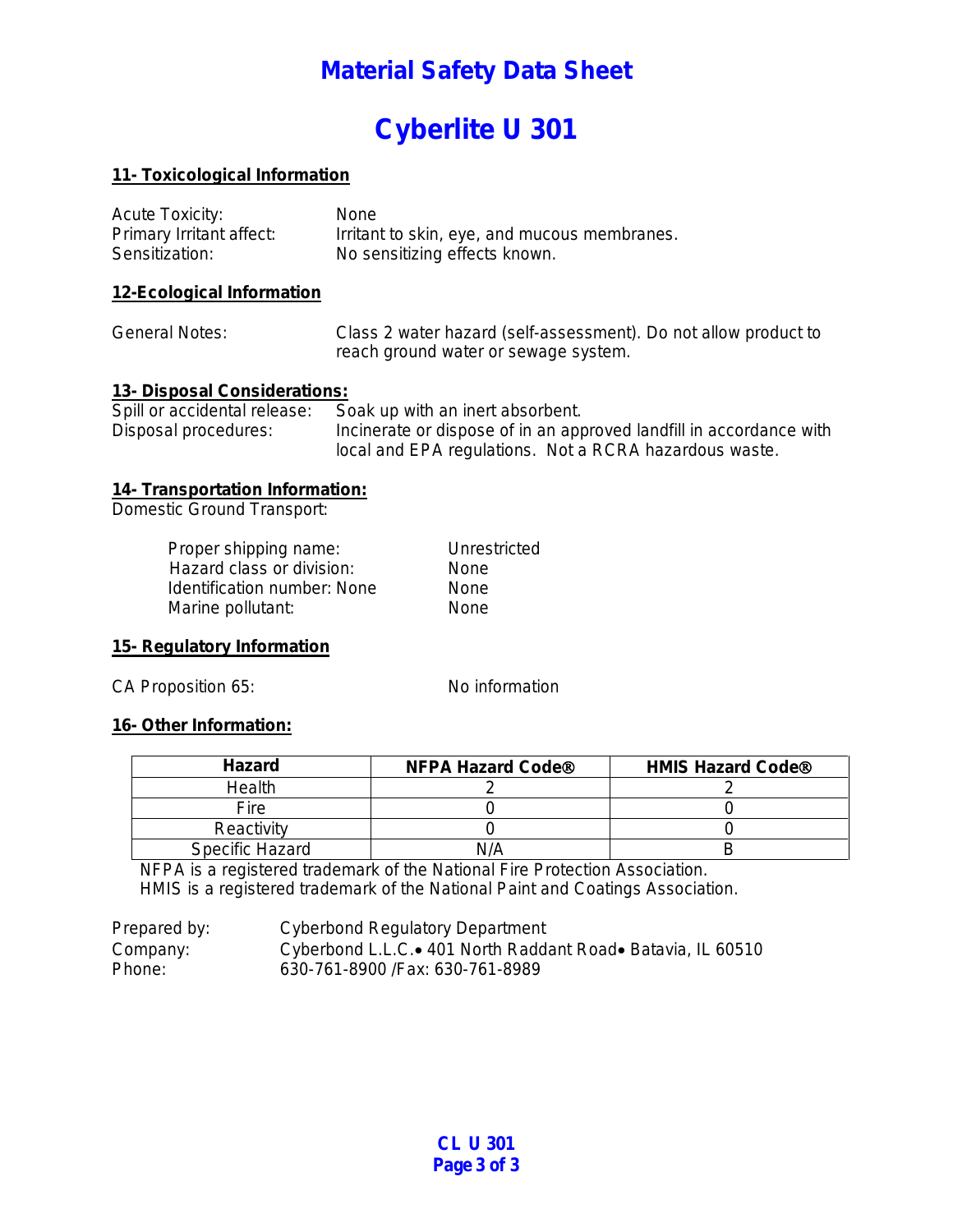# Material Safety Data Sheet

# Cyberlite U 301

## 11- Toxicological Information

Acute Toxicity: None
Primary Irritant affect: Irritant to skin, eye, and mucous membranes.
Sensitization: No sensitizing effects known.

## 12-Ecological Information

General Notes: Class 2 water hazard (self-assessment). Do not allow product to reach ground water or sewage system.

## 13- Disposal Considerations:

Spill or accidental release: Soak up with an inert absorbent.
Disposal procedures: Incinerate or dispose of in an approved landfill in accordance with local and EPA regulations. Not a RCRA hazardous waste.

## 14- Transportation Information:

Domestic Ground Transport:

Proper shipping name: Unrestricted
Hazard class or division: None
Identification number: None None
Marine pollutant: None

## 15- Regulatory Information

CA Proposition 65: No information

## 16- Other Information:

| Hazard | NFPA Hazard Code® | HMIS Hazard Code® |
|---|---|---|
| Health | 2 | 2 |
| Fire | 0 | 0 |
| Reactivity | 0 | 0 |
| Specific Hazard | N/A | B |

NFPA is a registered trademark of the National Fire Protection Association.
HMIS is a registered trademark of the National Paint and Coatings Association.

Prepared by: Cyberbond Regulatory Department
Company: Cyberbond L.L.C.• 401 North Raddant Road• Batavia, IL 60510
Phone: 630-761-8900 /Fax: 630-761-8989

**CL U 301**